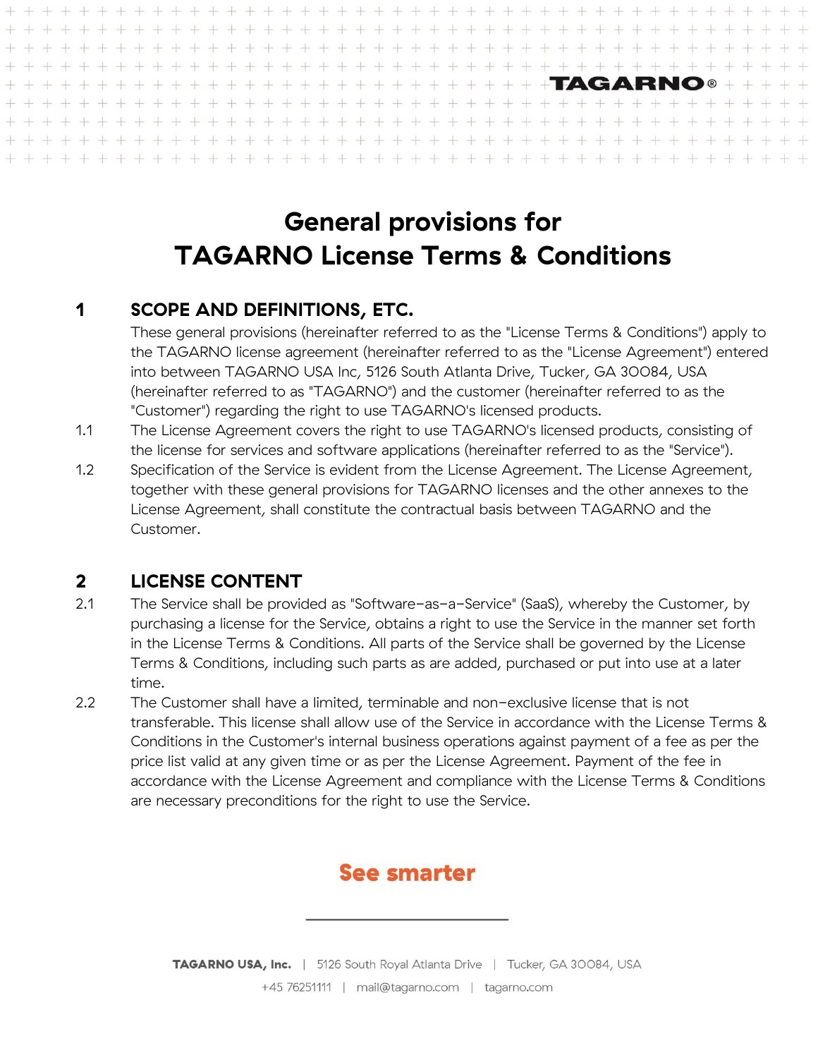# General provisions for TAGARNO License Terms & Conditions

## 1 SCOPE AND DEFINITIONS, ETC.

These general provisions (hereinafter referred to as the "License Terms & Conditions") apply to the TAGARNO license agreement (hereinafter referred to as the "License Agreement") entered into between TAGARNO USA Inc, 5126 South Atlanta Drive, Tucker, GA 30084, USA (hereinafter referred to as "TAGARNO") and the customer (hereinafter referred to as the "Customer") regarding the right to use TAGARNO's licensed products.

1.1 The License Agreement covers the right to use TAGARNO's licensed products, consisting of the license for services and software applications (hereinafter referred to as the "Service").

1.2 Specification of the Service is evident from the License Agreement. The License Agreement, together with these general provisions for TAGARNO licenses and the other annexes to the License Agreement, shall constitute the contractual basis between TAGARNO and the Customer.

## 2 LICENSE CONTENT

2.1 The Service shall be provided as "Software-as-a-Service" (SaaS), whereby the Customer, by purchasing a license for the Service, obtains a right to use the Service in the manner set forth in the License Terms & Conditions. All parts of the Service shall be governed by the License Terms & Conditions, including such parts as are added, purchased or put into use at a later time.

2.2 The Customer shall have a limited, terminable and non-exclusive license that is not transferable. This license shall allow use of the Service in accordance with the License Terms & Conditions in the Customer's internal business operations against payment of a fee as per the price list valid at any given time or as per the License Agreement. Payment of the fee in accordance with the License Agreement and compliance with the License Terms & Conditions are necessary preconditions for the right to use the Service.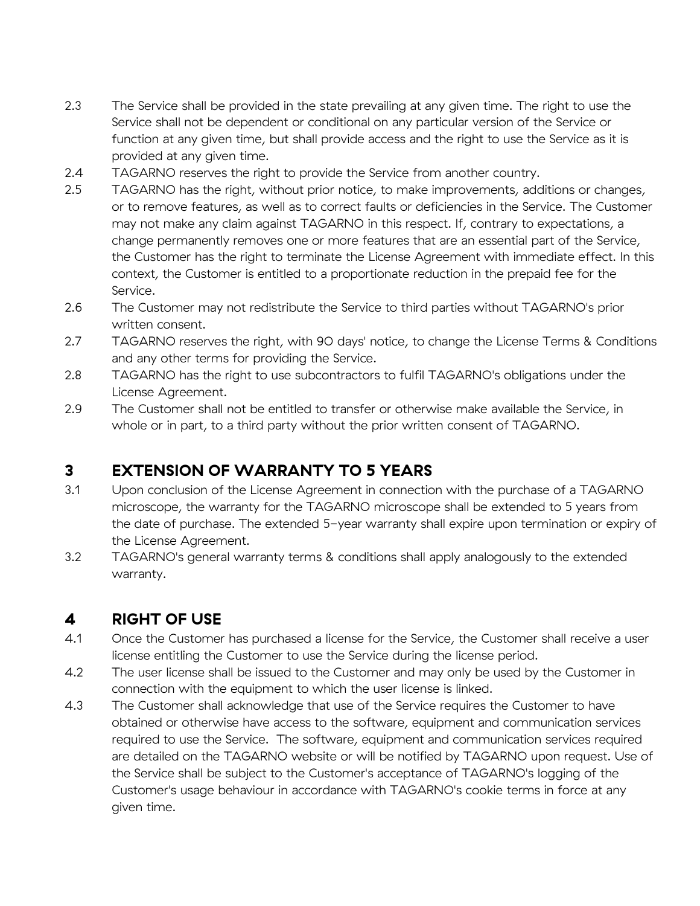2.3 The Service shall be provided in the state prevailing at any given time. The right to use the Service shall not be dependent or conditional on any particular version of the Service or function at any given time, but shall provide access and the right to use the Service as it is provided at any given time.

2.4 TAGARNO reserves the right to provide the Service from another country.

2.5 TAGARNO has the right, without prior notice, to make improvements, additions or changes, or to remove features, as well as to correct faults or deficiencies in the Service. The Customer may not make any claim against TAGARNO in this respect. If, contrary to expectations, a change permanently removes one or more features that are an essential part of the Service, the Customer has the right to terminate the License Agreement with immediate effect. In this context, the Customer is entitled to a proportionate reduction in the prepaid fee for the Service.

2.6 The Customer may not redistribute the Service to third parties without TAGARNO's prior written consent.

2.7 TAGARNO reserves the right, with 90 days' notice, to change the License Terms & Conditions and any other terms for providing the Service.

2.8 TAGARNO has the right to use subcontractors to fulfil TAGARNO's obligations under the License Agreement.

2.9 The Customer shall not be entitled to transfer or otherwise make available the Service, in whole or in part, to a third party without the prior written consent of TAGARNO.

## 3 EXTENSION OF WARRANTY TO 5 YEARS

3.1 Upon conclusion of the License Agreement in connection with the purchase of a TAGARNO microscope, the warranty for the TAGARNO microscope shall be extended to 5 years from the date of purchase. The extended 5-year warranty shall expire upon termination or expiry of the License Agreement.

3.2 TAGARNO's general warranty terms & conditions shall apply analogously to the extended warranty.

## 4 RIGHT OF USE

4.1 Once the Customer has purchased a license for the Service, the Customer shall receive a user license entitling the Customer to use the Service during the license period.

4.2 The user license shall be issued to the Customer and may only be used by the Customer in connection with the equipment to which the user license is linked.

4.3 The Customer shall acknowledge that use of the Service requires the Customer to have obtained or otherwise have access to the software, equipment and communication services required to use the Service. The software, equipment and communication services required are detailed on the TAGARNO website or will be notified by TAGARNO upon request. Use of the Service shall be subject to the Customer's acceptance of TAGARNO's logging of the Customer's usage behaviour in accordance with TAGARNO's cookie terms in force at any given time.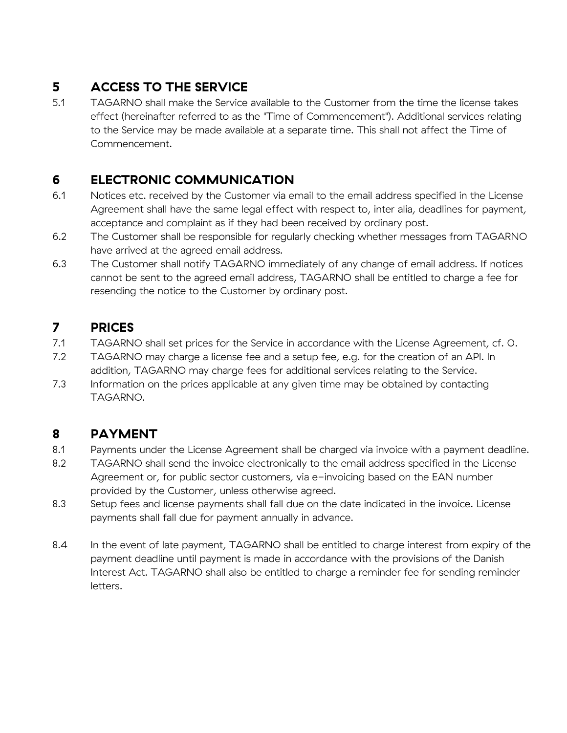## 5 ACCESS TO THE SERVICE

5.1 TAGARNO shall make the Service available to the Customer from the time the license takes effect (hereinafter referred to as the "Time of Commencement"). Additional services relating to the Service may be made available at a separate time. This shall not affect the Time of Commencement.

## 6 ELECTRONIC COMMUNICATION

6.1 Notices etc. received by the Customer via email to the email address specified in the License Agreement shall have the same legal effect with respect to, inter alia, deadlines for payment, acceptance and complaint as if they had been received by ordinary post.

6.2 The Customer shall be responsible for regularly checking whether messages from TAGARNO have arrived at the agreed email address.

6.3 The Customer shall notify TAGARNO immediately of any change of email address. If notices cannot be sent to the agreed email address, TAGARNO shall be entitled to charge a fee for resending the notice to the Customer by ordinary post.

## 7 PRICES

7.1 TAGARNO shall set prices for the Service in accordance with the License Agreement, cf. 0.

7.2 TAGARNO may charge a license fee and a setup fee, e.g. for the creation of an API. In addition, TAGARNO may charge fees for additional services relating to the Service.

7.3 Information on the prices applicable at any given time may be obtained by contacting TAGARNO.

## 8 PAYMENT

8.1 Payments under the License Agreement shall be charged via invoice with a payment deadline.

8.2 TAGARNO shall send the invoice electronically to the email address specified in the License Agreement or, for public sector customers, via e-invoicing based on the EAN number provided by the Customer, unless otherwise agreed.

8.3 Setup fees and license payments shall fall due on the date indicated in the invoice. License payments shall fall due for payment annually in advance.

8.4 In the event of late payment, TAGARNO shall be entitled to charge interest from expiry of the payment deadline until payment is made in accordance with the provisions of the Danish Interest Act. TAGARNO shall also be entitled to charge a reminder fee for sending reminder letters.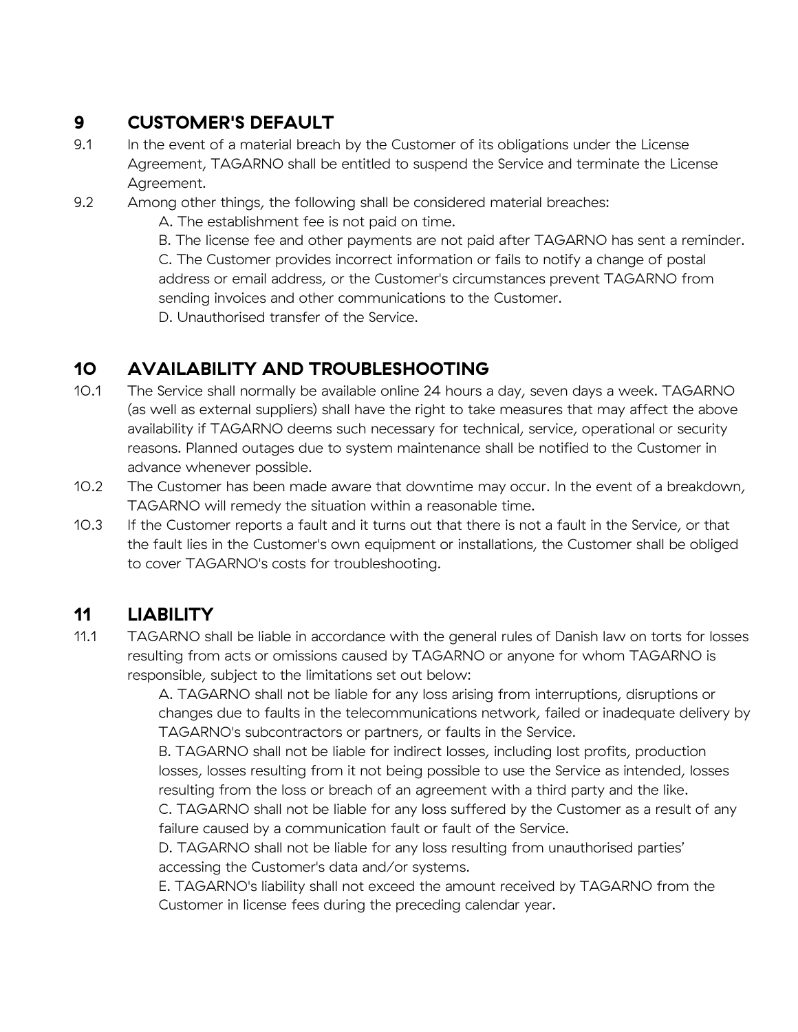## 9 CUSTOMER'S DEFAULT

9.1 In the event of a material breach by the Customer of its obligations under the License Agreement, TAGARNO shall be entitled to suspend the Service and terminate the License Agreement.

9.2 Among other things, the following shall be considered material breaches:

A. The establishment fee is not paid on time.
B. The license fee and other payments are not paid after TAGARNO has sent a reminder.
C. The Customer provides incorrect information or fails to notify a change of postal address or email address, or the Customer's circumstances prevent TAGARNO from sending invoices and other communications to the Customer.
D. Unauthorised transfer of the Service.

## 10 AVAILABILITY AND TROUBLESHOOTING

10.1 The Service shall normally be available online 24 hours a day, seven days a week. TAGARNO (as well as external suppliers) shall have the right to take measures that may affect the above availability if TAGARNO deems such necessary for technical, service, operational or security reasons. Planned outages due to system maintenance shall be notified to the Customer in advance whenever possible.

10.2 The Customer has been made aware that downtime may occur. In the event of a breakdown, TAGARNO will remedy the situation within a reasonable time.

10.3 If the Customer reports a fault and it turns out that there is not a fault in the Service, or that the fault lies in the Customer's own equipment or installations, the Customer shall be obliged to cover TAGARNO's costs for troubleshooting.

## 11 LIABILITY

11.1 TAGARNO shall be liable in accordance with the general rules of Danish law on torts for losses resulting from acts or omissions caused by TAGARNO or anyone for whom TAGARNO is responsible, subject to the limitations set out below:

A. TAGARNO shall not be liable for any loss arising from interruptions, disruptions or changes due to faults in the telecommunications network, failed or inadequate delivery by TAGARNO's subcontractors or partners, or faults in the Service.
B. TAGARNO shall not be liable for indirect losses, including lost profits, production losses, losses resulting from it not being possible to use the Service as intended, losses resulting from the loss or breach of an agreement with a third party and the like.
C. TAGARNO shall not be liable for any loss suffered by the Customer as a result of any failure caused by a communication fault or fault of the Service.
D. TAGARNO shall not be liable for any loss resulting from unauthorised parties' accessing the Customer's data and/or systems.
E. TAGARNO's liability shall not exceed the amount received by TAGARNO from the Customer in license fees during the preceding calendar year.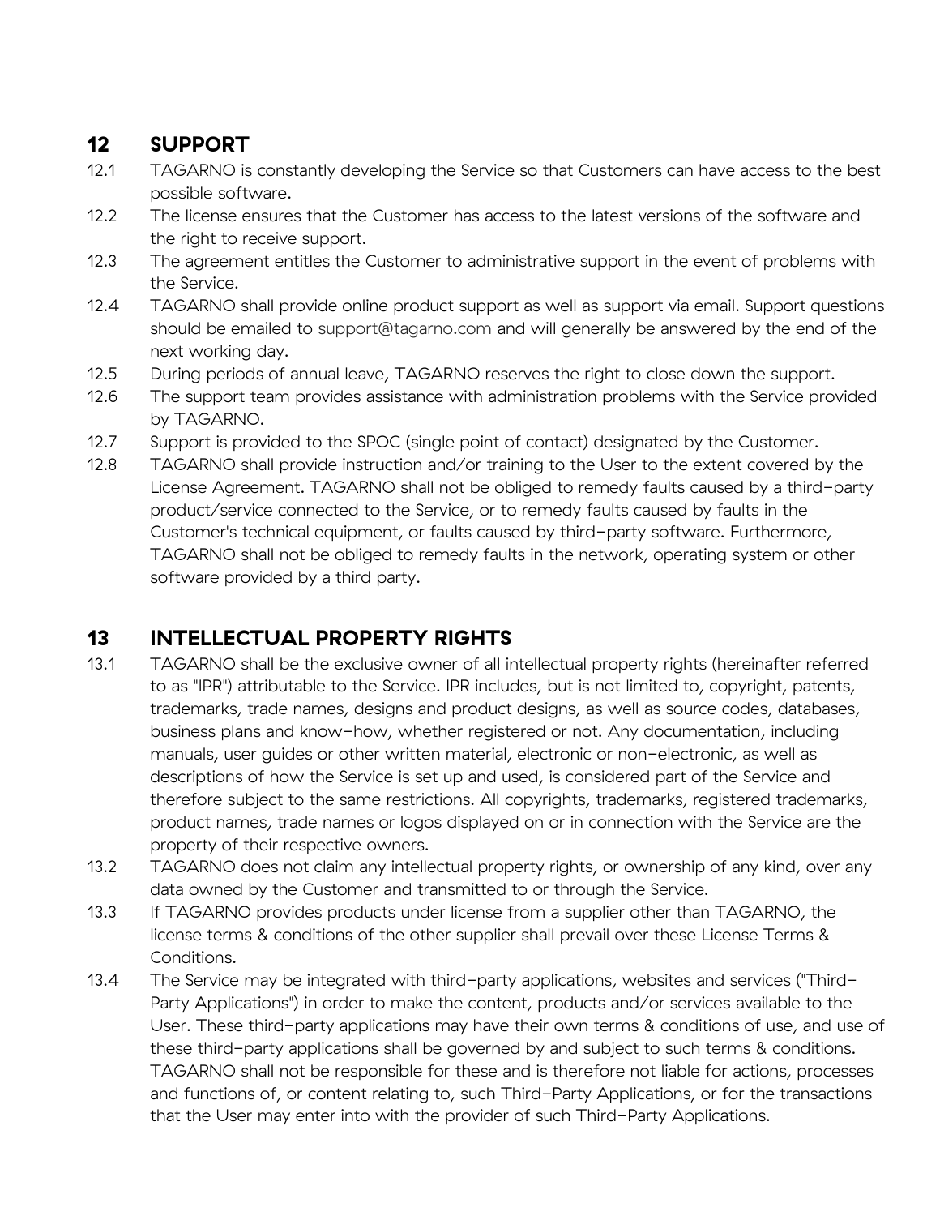## 12 SUPPORT

12.1 TAGARNO is constantly developing the Service so that Customers can have access to the best possible software.

12.2 The license ensures that the Customer has access to the latest versions of the software and the right to receive support.

12.3 The agreement entitles the Customer to administrative support in the event of problems with the Service.

12.4 TAGARNO shall provide online product support as well as support via email. Support questions should be emailed to support@tagarno.com and will generally be answered by the end of the next working day.

12.5 During periods of annual leave, TAGARNO reserves the right to close down the support.

12.6 The support team provides assistance with administration problems with the Service provided by TAGARNO.

12.7 Support is provided to the SPOC (single point of contact) designated by the Customer.

12.8 TAGARNO shall provide instruction and/or training to the User to the extent covered by the License Agreement. TAGARNO shall not be obliged to remedy faults caused by a third-party product/service connected to the Service, or to remedy faults caused by faults in the Customer's technical equipment, or faults caused by third-party software. Furthermore, TAGARNO shall not be obliged to remedy faults in the network, operating system or other software provided by a third party.

## 13 INTELLECTUAL PROPERTY RIGHTS

13.1 TAGARNO shall be the exclusive owner of all intellectual property rights (hereinafter referred to as "IPR") attributable to the Service. IPR includes, but is not limited to, copyright, patents, trademarks, trade names, designs and product designs, as well as source codes, databases, business plans and know-how, whether registered or not. Any documentation, including manuals, user guides or other written material, electronic or non-electronic, as well as descriptions of how the Service is set up and used, is considered part of the Service and therefore subject to the same restrictions. All copyrights, trademarks, registered trademarks, product names, trade names or logos displayed on or in connection with the Service are the property of their respective owners.

13.2 TAGARNO does not claim any intellectual property rights, or ownership of any kind, over any data owned by the Customer and transmitted to or through the Service.

13.3 If TAGARNO provides products under license from a supplier other than TAGARNO, the license terms & conditions of the other supplier shall prevail over these License Terms & Conditions.

13.4 The Service may be integrated with third-party applications, websites and services ("Third-Party Applications") in order to make the content, products and/or services available to the User. These third-party applications may have their own terms & conditions of use, and use of these third-party applications shall be governed by and subject to such terms & conditions. TAGARNO shall not be responsible for these and is therefore not liable for actions, processes and functions of, or content relating to, such Third-Party Applications, or for the transactions that the User may enter into with the provider of such Third-Party Applications.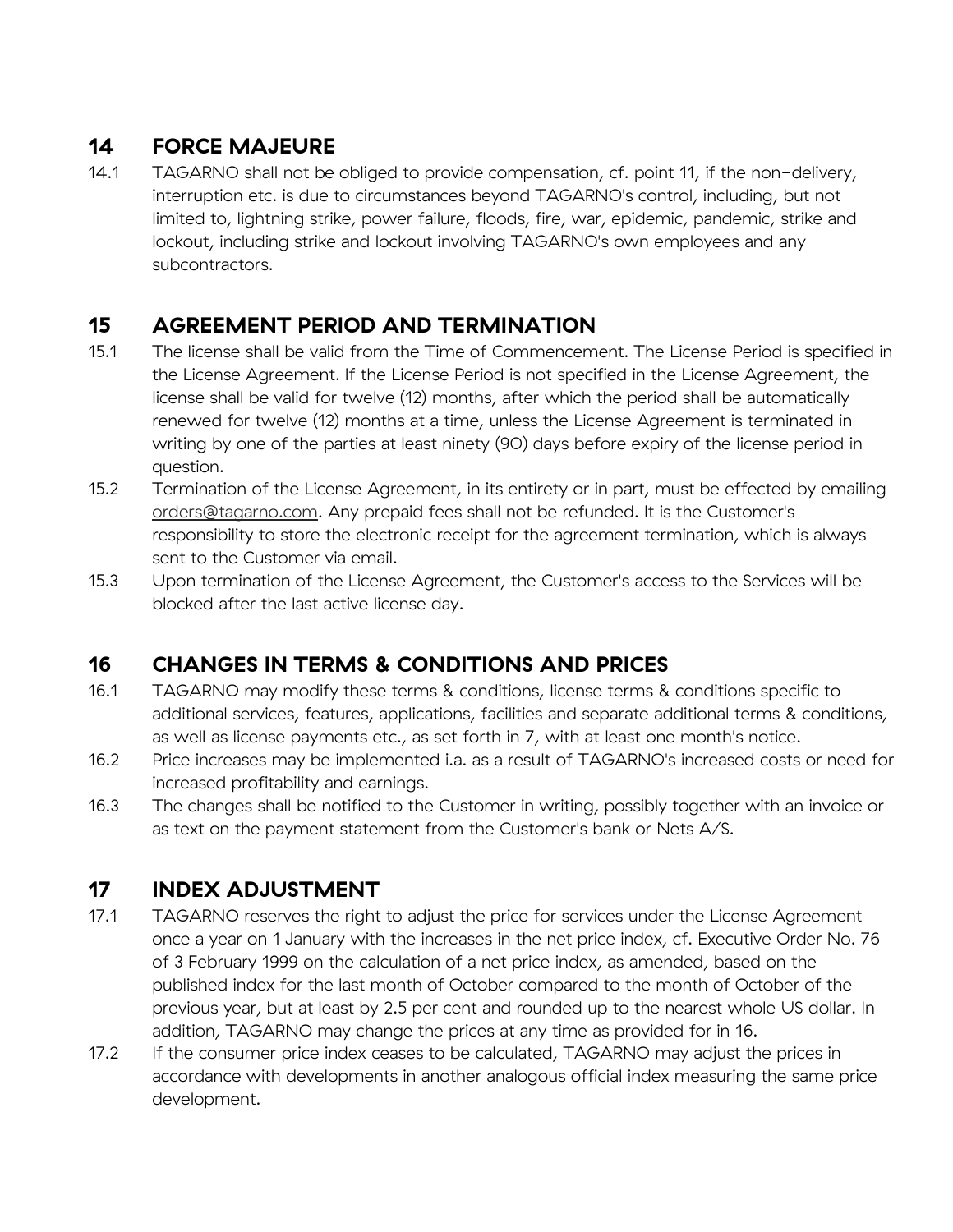## 14 FORCE MAJEURE

14.1 TAGARNO shall not be obliged to provide compensation, cf. point 11, if the non-delivery, interruption etc. is due to circumstances beyond TAGARNO's control, including, but not limited to, lightning strike, power failure, floods, fire, war, epidemic, pandemic, strike and lockout, including strike and lockout involving TAGARNO's own employees and any subcontractors.

## 15 AGREEMENT PERIOD AND TERMINATION

15.1 The license shall be valid from the Time of Commencement. The License Period is specified in the License Agreement. If the License Period is not specified in the License Agreement, the license shall be valid for twelve (12) months, after which the period shall be automatically renewed for twelve (12) months at a time, unless the License Agreement is terminated in writing by one of the parties at least ninety (90) days before expiry of the license period in question.

15.2 Termination of the License Agreement, in its entirety or in part, must be effected by emailing orders@tagarno.com. Any prepaid fees shall not be refunded. It is the Customer's responsibility to store the electronic receipt for the agreement termination, which is always sent to the Customer via email.

15.3 Upon termination of the License Agreement, the Customer's access to the Services will be blocked after the last active license day.

## 16 CHANGES IN TERMS & CONDITIONS AND PRICES

16.1 TAGARNO may modify these terms & conditions, license terms & conditions specific to additional services, features, applications, facilities and separate additional terms & conditions, as well as license payments etc., as set forth in 7, with at least one month's notice.

16.2 Price increases may be implemented i.a. as a result of TAGARNO's increased costs or need for increased profitability and earnings.

16.3 The changes shall be notified to the Customer in writing, possibly together with an invoice or as text on the payment statement from the Customer's bank or Nets A/S.

## 17 INDEX ADJUSTMENT

17.1 TAGARNO reserves the right to adjust the price for services under the License Agreement once a year on 1 January with the increases in the net price index, cf. Executive Order No. 76 of 3 February 1999 on the calculation of a net price index, as amended, based on the published index for the last month of October compared to the month of October of the previous year, but at least by 2.5 per cent and rounded up to the nearest whole US dollar. In addition, TAGARNO may change the prices at any time as provided for in 16.

17.2 If the consumer price index ceases to be calculated, TAGARNO may adjust the prices in accordance with developments in another analogous official index measuring the same price development.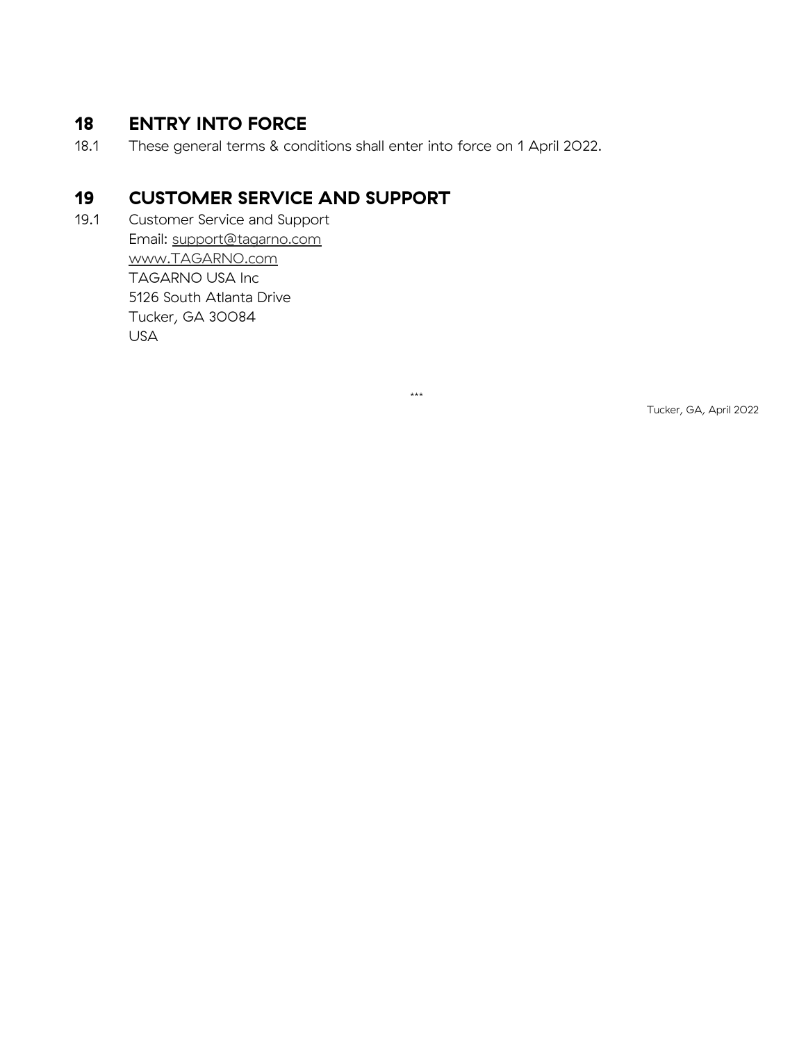## 18 ENTRY INTO FORCE

18.1 These general terms & conditions shall enter into force on 1 April 2022.

## 19 CUSTOMER SERVICE AND SUPPORT

19.1 Customer Service and Support
Email: support@tagarno.com
www.TAGARNO.com
TAGARNO USA Inc
5126 South Atlanta Drive
Tucker, GA 30084
USA

***

Tucker, GA, April 2022